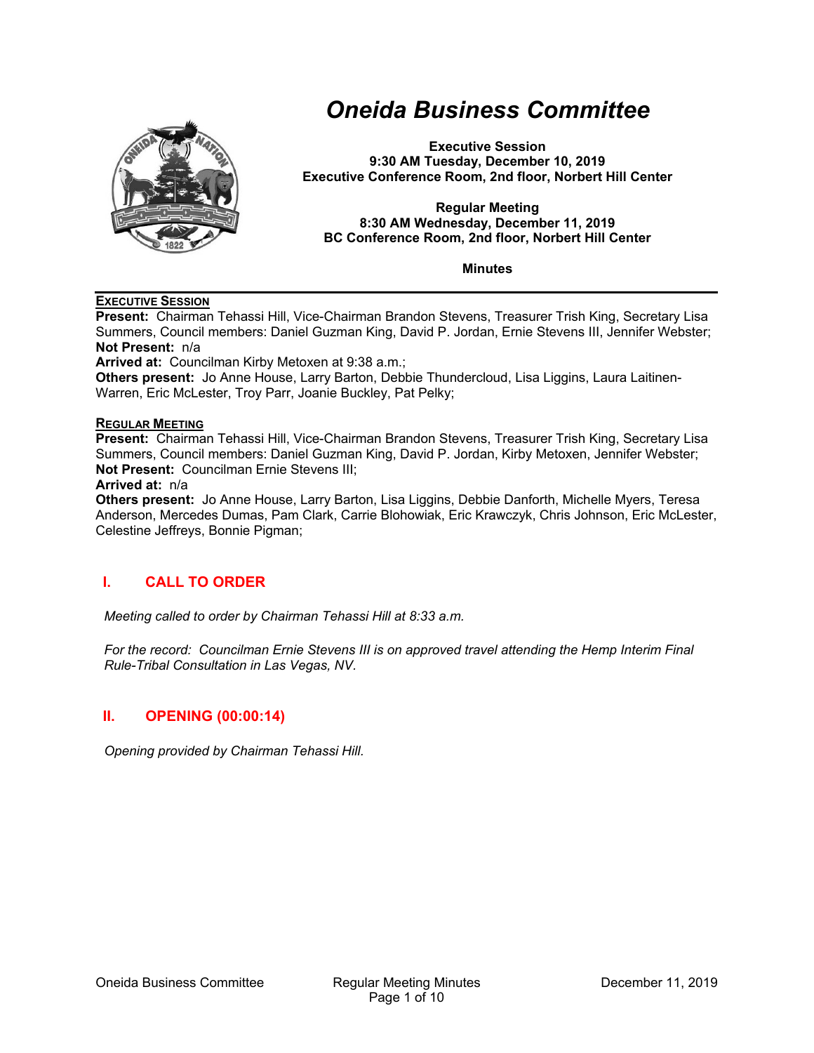# Oneida Business Committee

**Executive Session**
**9:30 AM Tuesday, December 10, 2019**
**Executive Conference Room, 2nd floor, Norbert Hill Center**

**Regular Meeting**
**8:30 AM Wednesday, December 11, 2019**
**BC Conference Room, 2nd floor, Norbert Hill Center**

**Minutes**

---

**EXECUTIVE SESSION**

**Present:** Chairman Tehassi Hill, Vice-Chairman Brandon Stevens, Treasurer Trish King, Secretary Lisa Summers, Council members: Daniel Guzman King, David P. Jordan, Ernie Stevens III, Jennifer Webster;
**Not Present:** n/a
**Arrived at:** Councilman Kirby Metoxen at 9:38 a.m.;
**Others present:** Jo Anne House, Larry Barton, Debbie Thundercloud, Lisa Liggins, Laura Laitinen-Warren, Eric McLester, Troy Parr, Joanie Buckley, Pat Pelky;

**REGULAR MEETING**

**Present:** Chairman Tehassi Hill, Vice-Chairman Brandon Stevens, Treasurer Trish King, Secretary Lisa Summers, Council members: Daniel Guzman King, David P. Jordan, Kirby Metoxen, Jennifer Webster;
**Not Present:** Councilman Ernie Stevens III;
**Arrived at:** n/a
**Others present:** Jo Anne House, Larry Barton, Lisa Liggins, Debbie Danforth, Michelle Myers, Teresa Anderson, Mercedes Dumas, Pam Clark, Carrie Blohowiak, Eric Krawczyk, Chris Johnson, Eric McLester, Celestine Jeffreys, Bonnie Pigman;

## I. CALL TO ORDER

*Meeting called to order by Chairman Tehassi Hill at 8:33 a.m.*

*For the record: Councilman Ernie Stevens III is on approved travel attending the Hemp Interim Final Rule-Tribal Consultation in Las Vegas, NV.*

## II. OPENING (00:00:14)

*Opening provided by Chairman Tehassi Hill.*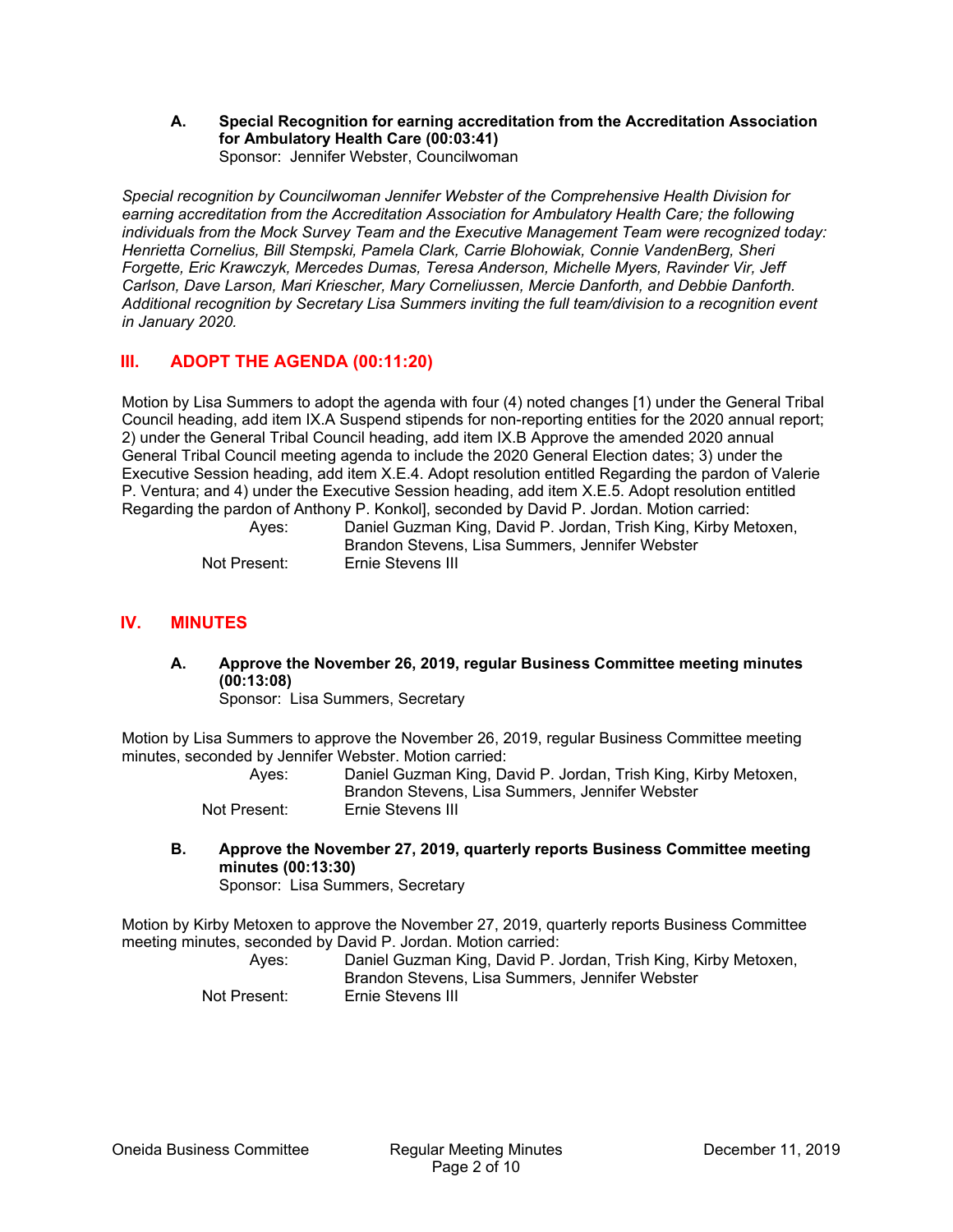### A. Special Recognition for earning accreditation from the Accreditation Association for Ambulatory Health Care (00:03:41)

Sponsor: Jennifer Webster, Councilwoman

*Special recognition by Councilwoman Jennifer Webster of the Comprehensive Health Division for earning accreditation from the Accreditation Association for Ambulatory Health Care; the following individuals from the Mock Survey Team and the Executive Management Team were recognized today: Henrietta Cornelius, Bill Stempski, Pamela Clark, Carrie Blohowiak, Connie VandenBerg, Sheri Forgette, Eric Krawczyk, Mercedes Dumas, Teresa Anderson, Michelle Myers, Ravinder Vir, Jeff Carlson, Dave Larson, Mari Kriescher, Mary Corneliussen, Mercie Danforth, and Debbie Danforth. Additional recognition by Secretary Lisa Summers inviting the full team/division to a recognition event in January 2020.*

## III. ADOPT THE AGENDA (00:11:20)

Motion by Lisa Summers to adopt the agenda with four (4) noted changes [1) under the General Tribal Council heading, add item IX.A Suspend stipends for non-reporting entities for the 2020 annual report; 2) under the General Tribal Council heading, add item IX.B Approve the amended 2020 annual General Tribal Council meeting agenda to include the 2020 General Election dates; 3) under the Executive Session heading, add item X.E.4. Adopt resolution entitled Regarding the pardon of Valerie P. Ventura; and 4) under the Executive Session heading, add item X.E.5. Adopt resolution entitled Regarding the pardon of Anthony P. Konkol], seconded by David P. Jordan. Motion carried:

Ayes: Daniel Guzman King, David P. Jordan, Trish King, Kirby Metoxen, Brandon Stevens, Lisa Summers, Jennifer Webster

Not Present: Ernie Stevens III

## IV. MINUTES

### A. Approve the November 26, 2019, regular Business Committee meeting minutes (00:13:08)

Sponsor: Lisa Summers, Secretary

Motion by Lisa Summers to approve the November 26, 2019, regular Business Committee meeting minutes, seconded by Jennifer Webster. Motion carried:

Ayes: Daniel Guzman King, David P. Jordan, Trish King, Kirby Metoxen, Brandon Stevens, Lisa Summers, Jennifer Webster

Not Present: Ernie Stevens III

### B. Approve the November 27, 2019, quarterly reports Business Committee meeting minutes (00:13:30)

Sponsor: Lisa Summers, Secretary

Motion by Kirby Metoxen to approve the November 27, 2019, quarterly reports Business Committee meeting minutes, seconded by David P. Jordan. Motion carried:

Ayes: Daniel Guzman King, David P. Jordan, Trish King, Kirby Metoxen, Brandon Stevens, Lisa Summers, Jennifer Webster

Not Present: Ernie Stevens III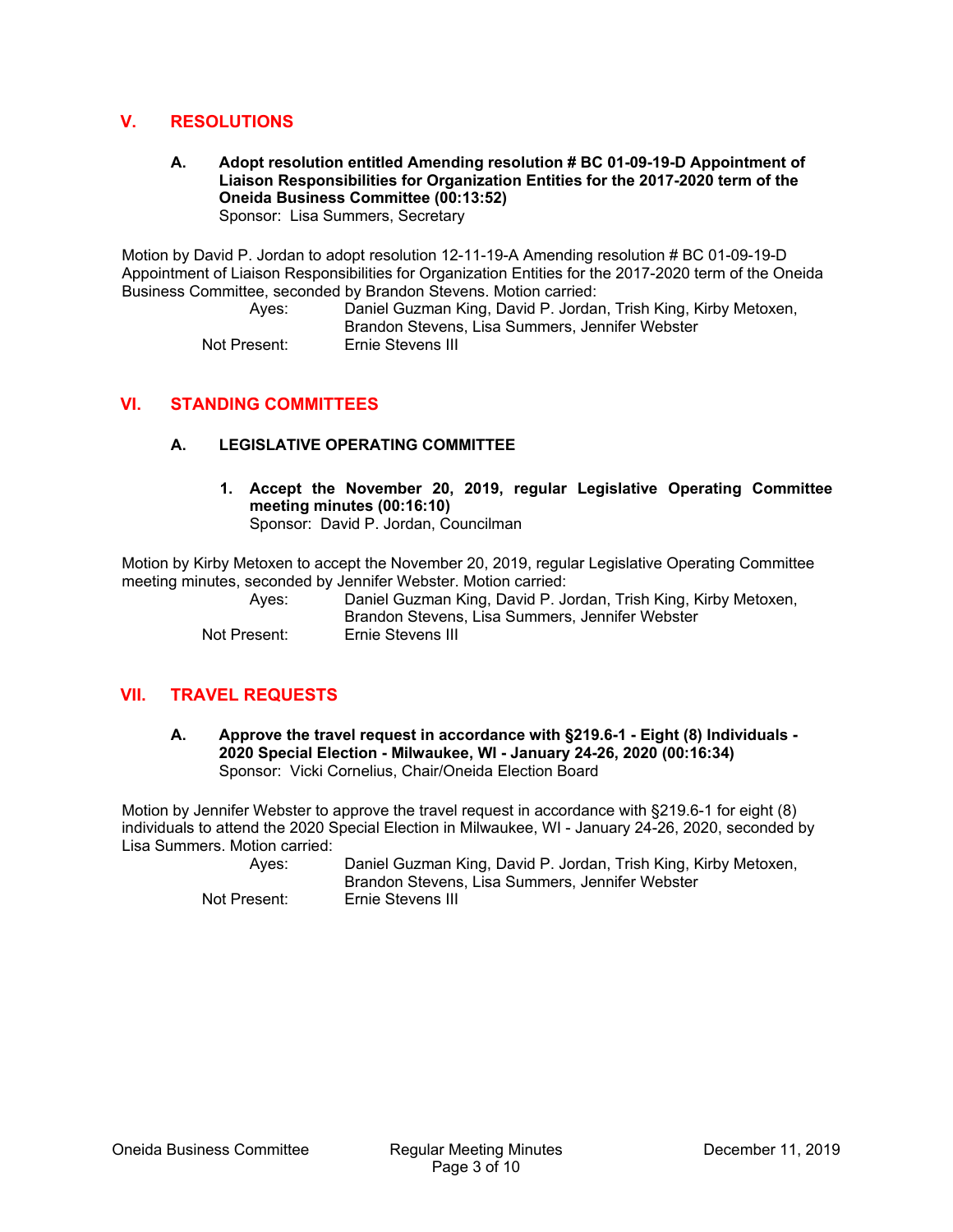## V. RESOLUTIONS

**A. Adopt resolution entitled Amending resolution # BC 01-09-19-D Appointment of Liaison Responsibilities for Organization Entities for the 2017-2020 term of the Oneida Business Committee (00:13:52)**
Sponsor: Lisa Summers, Secretary

Motion by David P. Jordan to adopt resolution 12-11-19-A Amending resolution # BC 01-09-19-D Appointment of Liaison Responsibilities for Organization Entities for the 2017-2020 term of the Oneida Business Committee, seconded by Brandon Stevens. Motion carried:

Ayes: Daniel Guzman King, David P. Jordan, Trish King, Kirby Metoxen, Brandon Stevens, Lisa Summers, Jennifer Webster
Not Present: Ernie Stevens III

## VI. STANDING COMMITTEES

### A. LEGISLATIVE OPERATING COMMITTEE

**1. Accept the November 20, 2019, regular Legislative Operating Committee meeting minutes (00:16:10)**
Sponsor: David P. Jordan, Councilman

Motion by Kirby Metoxen to accept the November 20, 2019, regular Legislative Operating Committee meeting minutes, seconded by Jennifer Webster. Motion carried:

Ayes: Daniel Guzman King, David P. Jordan, Trish King, Kirby Metoxen, Brandon Stevens, Lisa Summers, Jennifer Webster
Not Present: Ernie Stevens III

## VII. TRAVEL REQUESTS

**A. Approve the travel request in accordance with §219.6-1 - Eight (8) Individuals - 2020 Special Election - Milwaukee, WI - January 24-26, 2020 (00:16:34)**
Sponsor: Vicki Cornelius, Chair/Oneida Election Board

Motion by Jennifer Webster to approve the travel request in accordance with §219.6-1 for eight (8) individuals to attend the 2020 Special Election in Milwaukee, WI - January 24-26, 2020, seconded by Lisa Summers. Motion carried:

Ayes: Daniel Guzman King, David P. Jordan, Trish King, Kirby Metoxen, Brandon Stevens, Lisa Summers, Jennifer Webster
Not Present: Ernie Stevens III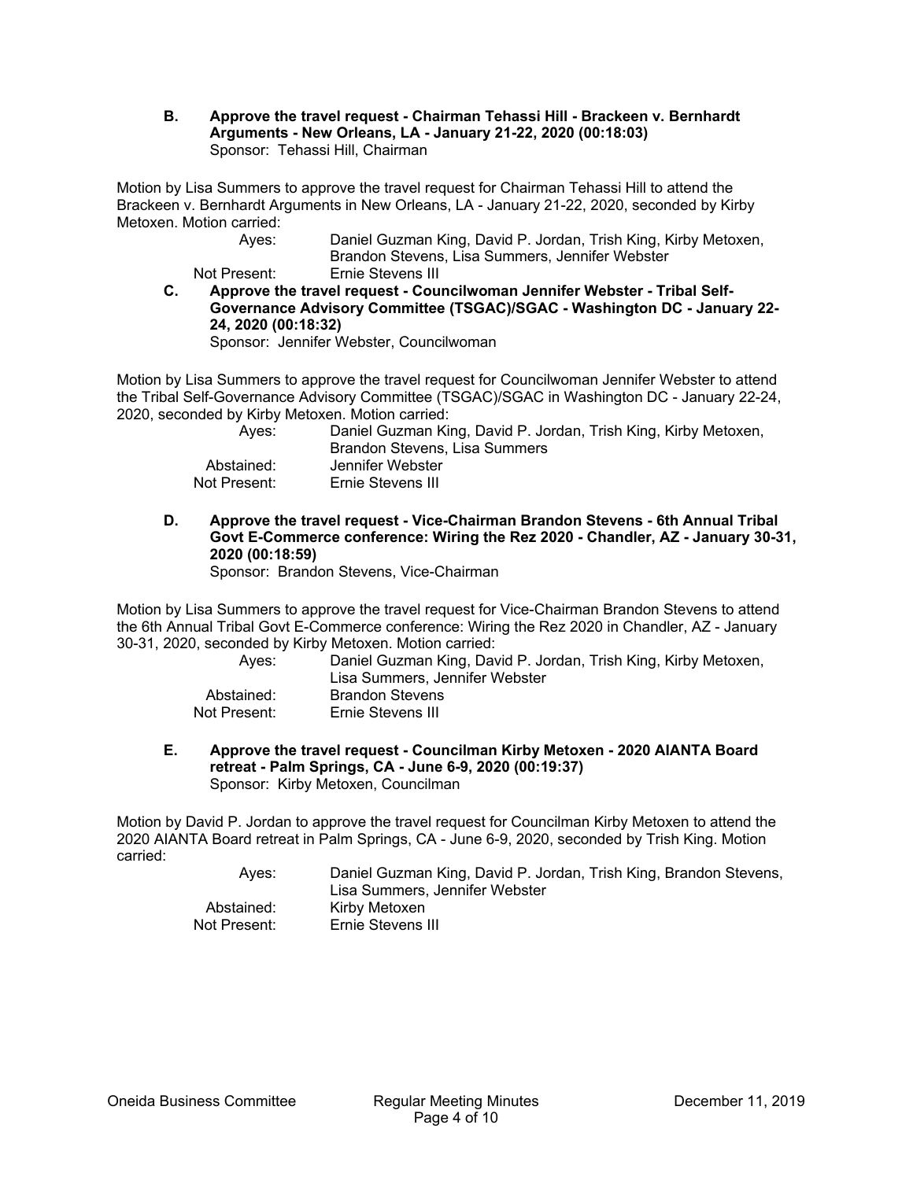**B. Approve the travel request - Chairman Tehassi Hill - Brackeen v. Bernhardt Arguments - New Orleans, LA - January 21-22, 2020 (00:18:03)**
Sponsor: Tehassi Hill, Chairman

Motion by Lisa Summers to approve the travel request for Chairman Tehassi Hill to attend the Brackeen v. Bernhardt Arguments in New Orleans, LA - January 21-22, 2020, seconded by Kirby Metoxen. Motion carried:

Ayes: Daniel Guzman King, David P. Jordan, Trish King, Kirby Metoxen, Brandon Stevens, Lisa Summers, Jennifer Webster
Not Present: Ernie Stevens III

**C. Approve the travel request - Councilwoman Jennifer Webster - Tribal Self-Governance Advisory Committee (TSGAC)/SGAC - Washington DC - January 22-24, 2020 (00:18:32)**
Sponsor: Jennifer Webster, Councilwoman

Motion by Lisa Summers to approve the travel request for Councilwoman Jennifer Webster to attend the Tribal Self-Governance Advisory Committee (TSGAC)/SGAC in Washington DC - January 22-24, 2020, seconded by Kirby Metoxen. Motion carried:

Ayes: Daniel Guzman King, David P. Jordan, Trish King, Kirby Metoxen, Brandon Stevens, Lisa Summers
Abstained: Jennifer Webster
Not Present: Ernie Stevens III

**D. Approve the travel request - Vice-Chairman Brandon Stevens - 6th Annual Tribal Govt E-Commerce conference: Wiring the Rez 2020 - Chandler, AZ - January 30-31, 2020 (00:18:59)**
Sponsor: Brandon Stevens, Vice-Chairman

Motion by Lisa Summers to approve the travel request for Vice-Chairman Brandon Stevens to attend the 6th Annual Tribal Govt E-Commerce conference: Wiring the Rez 2020 in Chandler, AZ - January 30-31, 2020, seconded by Kirby Metoxen. Motion carried:

Ayes: Daniel Guzman King, David P. Jordan, Trish King, Kirby Metoxen, Lisa Summers, Jennifer Webster
Abstained: Brandon Stevens
Not Present: Ernie Stevens III

**E. Approve the travel request - Councilman Kirby Metoxen - 2020 AIANTA Board retreat - Palm Springs, CA - June 6-9, 2020 (00:19:37)**
Sponsor: Kirby Metoxen, Councilman

Motion by David P. Jordan to approve the travel request for Councilman Kirby Metoxen to attend the 2020 AIANTA Board retreat in Palm Springs, CA - June 6-9, 2020, seconded by Trish King. Motion carried:

Ayes: Daniel Guzman King, David P. Jordan, Trish King, Brandon Stevens, Lisa Summers, Jennifer Webster
Abstained: Kirby Metoxen
Not Present: Ernie Stevens III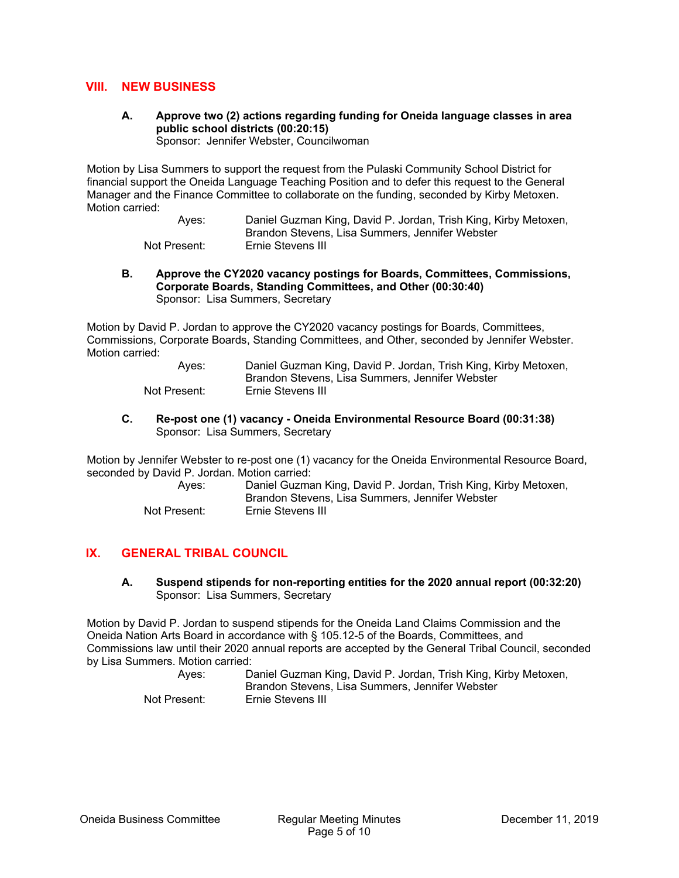## VIII. NEW BUSINESS

### A. Approve two (2) actions regarding funding for Oneida language classes in area public school districts (00:20:15)

Sponsor: Jennifer Webster, Councilwoman

Motion by Lisa Summers to support the request from the Pulaski Community School District for financial support the Oneida Language Teaching Position and to defer this request to the General Manager and the Finance Committee to collaborate on the funding, seconded by Kirby Metoxen. Motion carried:

Ayes: Daniel Guzman King, David P. Jordan, Trish King, Kirby Metoxen, Brandon Stevens, Lisa Summers, Jennifer Webster
Not Present: Ernie Stevens III

### B. Approve the CY2020 vacancy postings for Boards, Committees, Commissions, Corporate Boards, Standing Committees, and Other (00:30:40)

Sponsor: Lisa Summers, Secretary

Motion by David P. Jordan to approve the CY2020 vacancy postings for Boards, Committees, Commissions, Corporate Boards, Standing Committees, and Other, seconded by Jennifer Webster. Motion carried:

Ayes: Daniel Guzman King, David P. Jordan, Trish King, Kirby Metoxen, Brandon Stevens, Lisa Summers, Jennifer Webster
Not Present: Ernie Stevens III

### C. Re-post one (1) vacancy - Oneida Environmental Resource Board (00:31:38)

Sponsor: Lisa Summers, Secretary

Motion by Jennifer Webster to re-post one (1) vacancy for the Oneida Environmental Resource Board, seconded by David P. Jordan. Motion carried:

Ayes: Daniel Guzman King, David P. Jordan, Trish King, Kirby Metoxen, Brandon Stevens, Lisa Summers, Jennifer Webster
Not Present: Ernie Stevens III

## IX. GENERAL TRIBAL COUNCIL

### A. Suspend stipends for non-reporting entities for the 2020 annual report (00:32:20)

Sponsor: Lisa Summers, Secretary

Motion by David P. Jordan to suspend stipends for the Oneida Land Claims Commission and the Oneida Nation Arts Board in accordance with § 105.12-5 of the Boards, Committees, and Commissions law until their 2020 annual reports are accepted by the General Tribal Council, seconded by Lisa Summers. Motion carried:

Ayes: Daniel Guzman King, David P. Jordan, Trish King, Kirby Metoxen, Brandon Stevens, Lisa Summers, Jennifer Webster
Not Present: Ernie Stevens III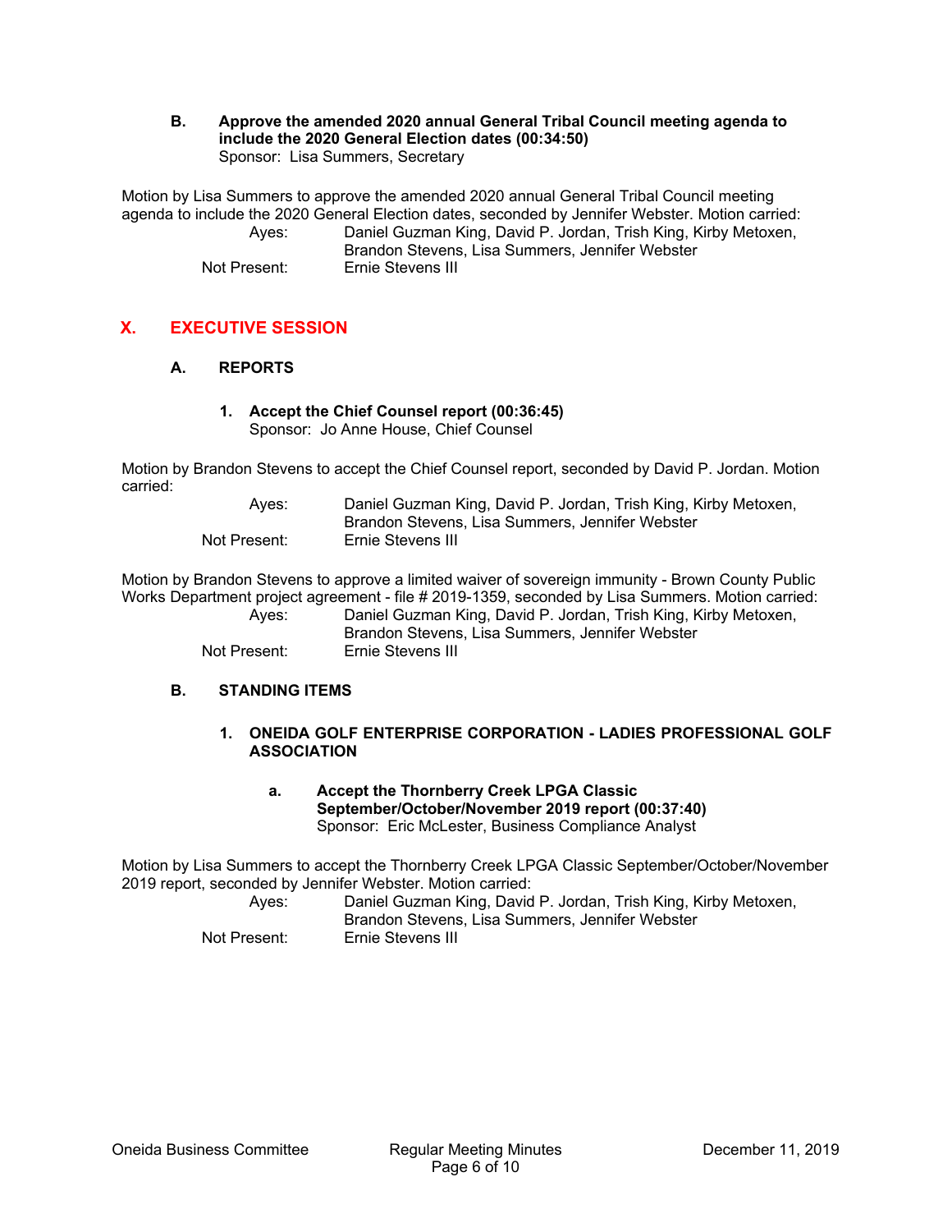**B. Approve the amended 2020 annual General Tribal Council meeting agenda to include the 2020 General Election dates (00:34:50)**
Sponsor: Lisa Summers, Secretary

Motion by Lisa Summers to approve the amended 2020 annual General Tribal Council meeting agenda to include the 2020 General Election dates, seconded by Jennifer Webster. Motion carried:

Ayes: Daniel Guzman King, David P. Jordan, Trish King, Kirby Metoxen, Brandon Stevens, Lisa Summers, Jennifer Webster
Not Present: Ernie Stevens III

## X. EXECUTIVE SESSION

### A. REPORTS

**1. Accept the Chief Counsel report (00:36:45)**
Sponsor: Jo Anne House, Chief Counsel

Motion by Brandon Stevens to accept the Chief Counsel report, seconded by David P. Jordan. Motion carried:

Ayes: Daniel Guzman King, David P. Jordan, Trish King, Kirby Metoxen, Brandon Stevens, Lisa Summers, Jennifer Webster
Not Present: Ernie Stevens III

Motion by Brandon Stevens to approve a limited waiver of sovereign immunity - Brown County Public Works Department project agreement - file # 2019-1359, seconded by Lisa Summers. Motion carried:

Ayes: Daniel Guzman King, David P. Jordan, Trish King, Kirby Metoxen, Brandon Stevens, Lisa Summers, Jennifer Webster
Not Present: Ernie Stevens III

### B. STANDING ITEMS

**1. ONEIDA GOLF ENTERPRISE CORPORATION - LADIES PROFESSIONAL GOLF ASSOCIATION**

**a. Accept the Thornberry Creek LPGA Classic September/October/November 2019 report (00:37:40)**
Sponsor: Eric McLester, Business Compliance Analyst

Motion by Lisa Summers to accept the Thornberry Creek LPGA Classic September/October/November 2019 report, seconded by Jennifer Webster. Motion carried:

Ayes: Daniel Guzman King, David P. Jordan, Trish King, Kirby Metoxen, Brandon Stevens, Lisa Summers, Jennifer Webster
Not Present: Ernie Stevens III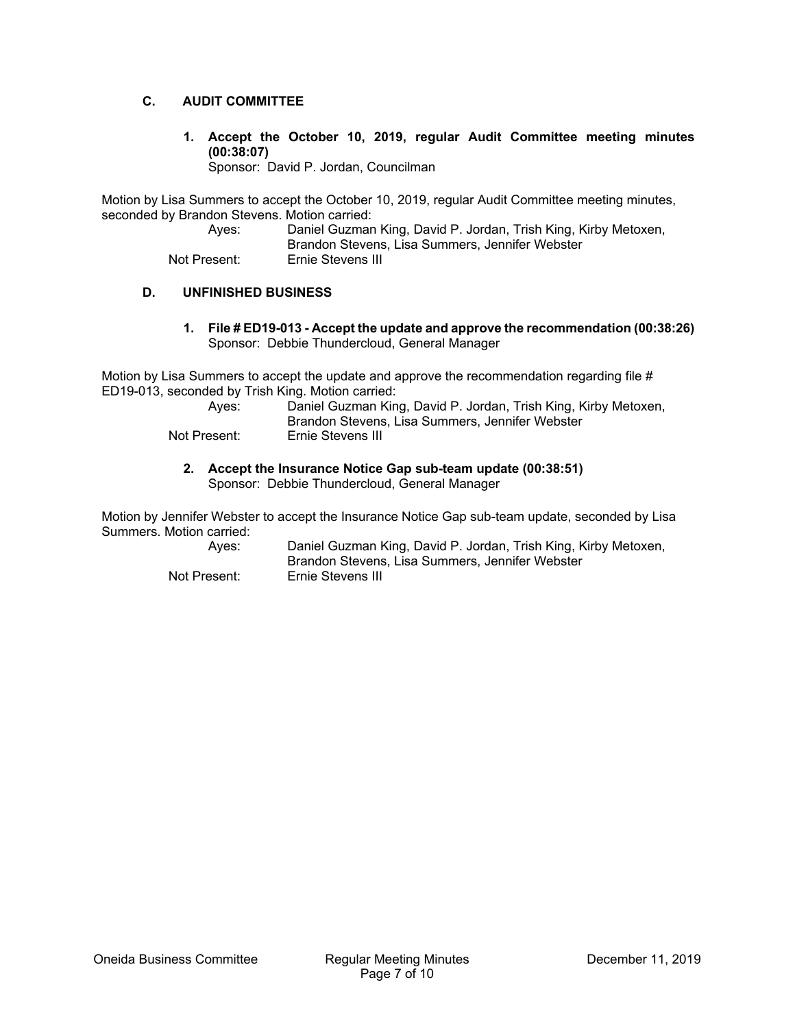### C. AUDIT COMMITTEE

**1. Accept the October 10, 2019, regular Audit Committee meeting minutes (00:38:07)**
Sponsor: David P. Jordan, Councilman

Motion by Lisa Summers to accept the October 10, 2019, regular Audit Committee meeting minutes, seconded by Brandon Stevens. Motion carried:

Ayes: Daniel Guzman King, David P. Jordan, Trish King, Kirby Metoxen, Brandon Stevens, Lisa Summers, Jennifer Webster
Not Present: Ernie Stevens III

### D. UNFINISHED BUSINESS

**1. File # ED19-013 - Accept the update and approve the recommendation (00:38:26)**
Sponsor: Debbie Thundercloud, General Manager

Motion by Lisa Summers to accept the update and approve the recommendation regarding file # ED19-013, seconded by Trish King. Motion carried:

Ayes: Daniel Guzman King, David P. Jordan, Trish King, Kirby Metoxen, Brandon Stevens, Lisa Summers, Jennifer Webster
Not Present: Ernie Stevens III

**2. Accept the Insurance Notice Gap sub-team update (00:38:51)**
Sponsor: Debbie Thundercloud, General Manager

Motion by Jennifer Webster to accept the Insurance Notice Gap sub-team update, seconded by Lisa Summers. Motion carried:

Ayes: Daniel Guzman King, David P. Jordan, Trish King, Kirby Metoxen, Brandon Stevens, Lisa Summers, Jennifer Webster
Not Present: Ernie Stevens III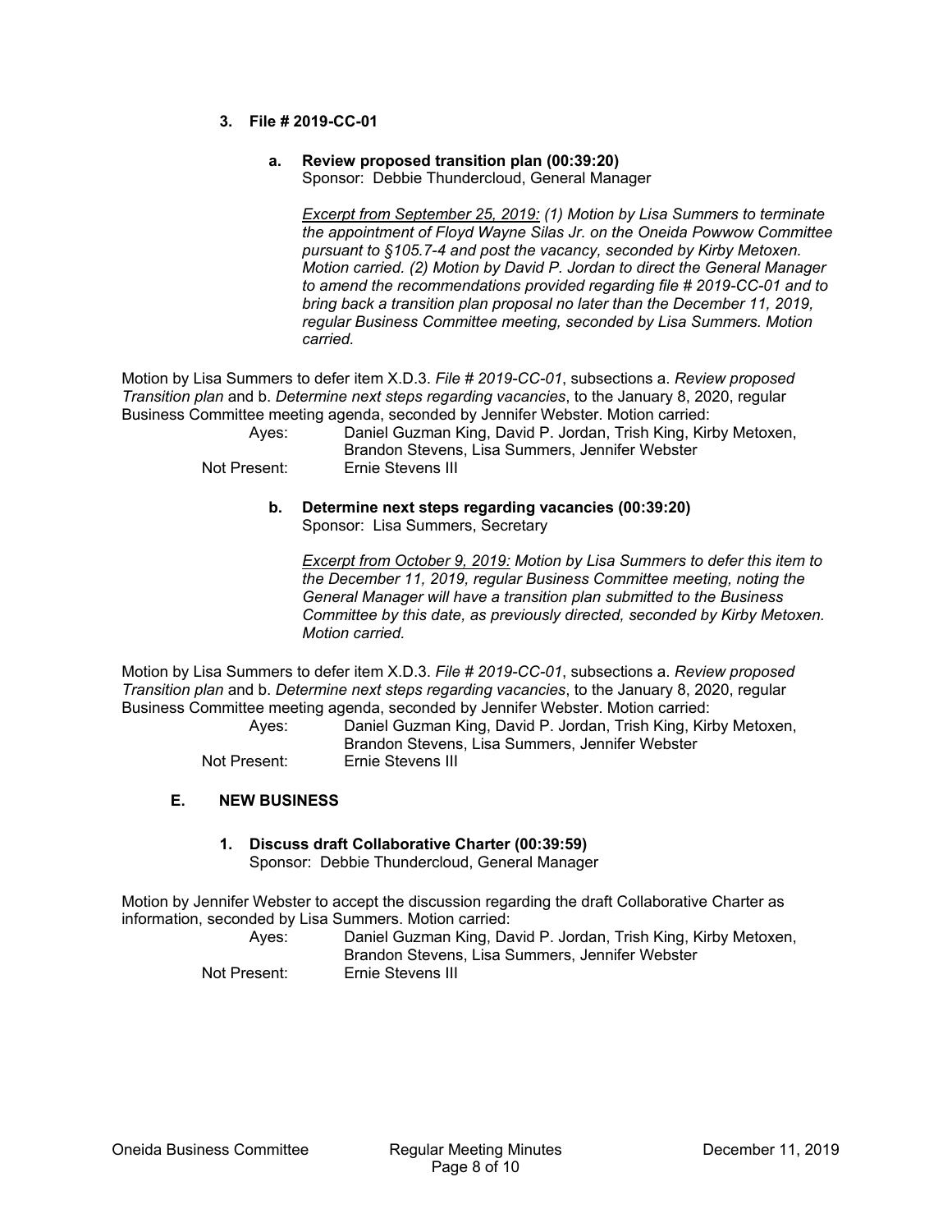**3. File # 2019-CC-01**

**a. Review proposed transition plan (00:39:20)**
Sponsor: Debbie Thundercloud, General Manager

*Excerpt from September 25, 2019: (1) Motion by Lisa Summers to terminate the appointment of Floyd Wayne Silas Jr. on the Oneida Powwow Committee pursuant to §105.7-4 and post the vacancy, seconded by Kirby Metoxen. Motion carried. (2) Motion by David P. Jordan to direct the General Manager to amend the recommendations provided regarding file # 2019-CC-01 and to bring back a transition plan proposal no later than the December 11, 2019, regular Business Committee meeting, seconded by Lisa Summers. Motion carried.*

Motion by Lisa Summers to defer item X.D.3. *File # 2019-CC-01*, subsections a. *Review proposed Transition plan* and b. *Determine next steps regarding vacancies*, to the January 8, 2020, regular Business Committee meeting agenda, seconded by Jennifer Webster. Motion carried:

Ayes: Daniel Guzman King, David P. Jordan, Trish King, Kirby Metoxen, Brandon Stevens, Lisa Summers, Jennifer Webster
Not Present: Ernie Stevens III

**b. Determine next steps regarding vacancies (00:39:20)**
Sponsor: Lisa Summers, Secretary

*Excerpt from October 9, 2019: Motion by Lisa Summers to defer this item to the December 11, 2019, regular Business Committee meeting, noting the General Manager will have a transition plan submitted to the Business Committee by this date, as previously directed, seconded by Kirby Metoxen. Motion carried.*

Motion by Lisa Summers to defer item X.D.3. *File # 2019-CC-01*, subsections a. *Review proposed Transition plan* and b. *Determine next steps regarding vacancies*, to the January 8, 2020, regular Business Committee meeting agenda, seconded by Jennifer Webster. Motion carried:

Ayes: Daniel Guzman King, David P. Jordan, Trish King, Kirby Metoxen, Brandon Stevens, Lisa Summers, Jennifer Webster
Not Present: Ernie Stevens III

## E. NEW BUSINESS

**1. Discuss draft Collaborative Charter (00:39:59)**
Sponsor: Debbie Thundercloud, General Manager

Motion by Jennifer Webster to accept the discussion regarding the draft Collaborative Charter as information, seconded by Lisa Summers. Motion carried:

Ayes: Daniel Guzman King, David P. Jordan, Trish King, Kirby Metoxen, Brandon Stevens, Lisa Summers, Jennifer Webster
Not Present: Ernie Stevens III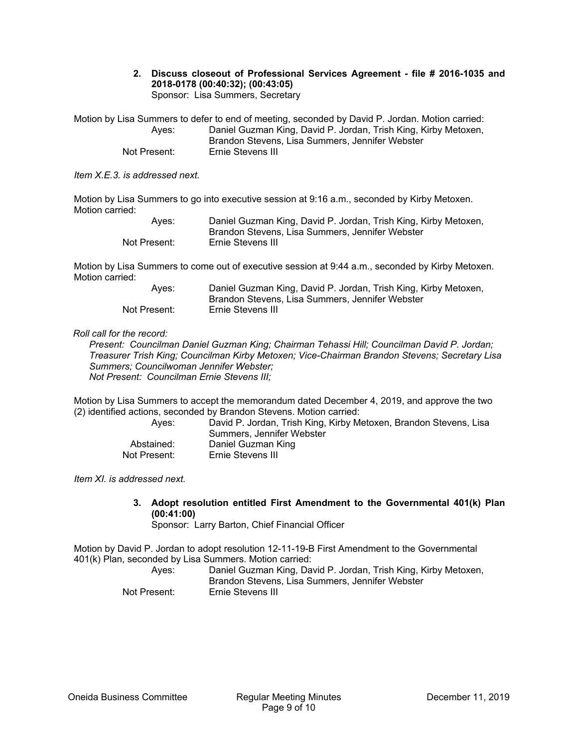**2. Discuss closeout of Professional Services Agreement - file # 2016-1035 and 2018-0178 (00:40:32); (00:43:05)**
Sponsor: Lisa Summers, Secretary

Motion by Lisa Summers to defer to end of meeting, seconded by David P. Jordan. Motion carried:

| | |
|---|---|
| Ayes: | Daniel Guzman King, David P. Jordan, Trish King, Kirby Metoxen, Brandon Stevens, Lisa Summers, Jennifer Webster |
| Not Present: | Ernie Stevens III |

*Item X.E.3. is addressed next.*

Motion by Lisa Summers to go into executive session at 9:16 a.m., seconded by Kirby Metoxen. Motion carried:

| | |
|---|---|
| Ayes: | Daniel Guzman King, David P. Jordan, Trish King, Kirby Metoxen, Brandon Stevens, Lisa Summers, Jennifer Webster |
| Not Present: | Ernie Stevens III |

Motion by Lisa Summers to come out of executive session at 9:44 a.m., seconded by Kirby Metoxen. Motion carried:

| | |
|---|---|
| Ayes: | Daniel Guzman King, David P. Jordan, Trish King, Kirby Metoxen, Brandon Stevens, Lisa Summers, Jennifer Webster |
| Not Present: | Ernie Stevens III |

*Roll call for the record:*

*Present: Councilman Daniel Guzman King; Chairman Tehassi Hill; Councilman David P. Jordan; Treasurer Trish King; Councilman Kirby Metoxen; Vice-Chairman Brandon Stevens; Secretary Lisa Summers; Councilwoman Jennifer Webster;*
*Not Present: Councilman Ernie Stevens III;*

Motion by Lisa Summers to accept the memorandum dated December 4, 2019, and approve the two (2) identified actions, seconded by Brandon Stevens. Motion carried:

| | |
|---|---|
| Ayes: | David P. Jordan, Trish King, Kirby Metoxen, Brandon Stevens, Lisa Summers, Jennifer Webster |
| Abstained: | Daniel Guzman King |
| Not Present: | Ernie Stevens III |

*Item XI. is addressed next.*

**3. Adopt resolution entitled First Amendment to the Governmental 401(k) Plan (00:41:00)**
Sponsor: Larry Barton, Chief Financial Officer

Motion by David P. Jordan to adopt resolution 12-11-19-B First Amendment to the Governmental 401(k) Plan, seconded by Lisa Summers. Motion carried:

| | |
|---|---|
| Ayes: | Daniel Guzman King, David P. Jordan, Trish King, Kirby Metoxen, Brandon Stevens, Lisa Summers, Jennifer Webster |
| Not Present: | Ernie Stevens III |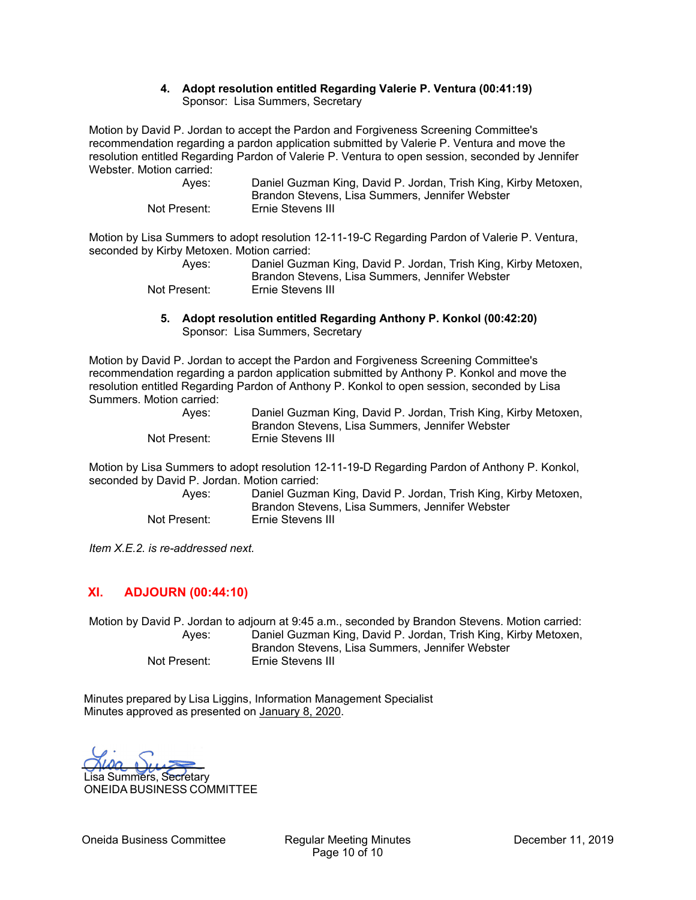**4. Adopt resolution entitled Regarding Valerie P. Ventura (00:41:19)**
Sponsor: Lisa Summers, Secretary

Motion by David P. Jordan to accept the Pardon and Forgiveness Screening Committee's recommendation regarding a pardon application submitted by Valerie P. Ventura and move the resolution entitled Regarding Pardon of Valerie P. Ventura to open session, seconded by Jennifer Webster. Motion carried:

Ayes: Daniel Guzman King, David P. Jordan, Trish King, Kirby Metoxen, Brandon Stevens, Lisa Summers, Jennifer Webster
Not Present: Ernie Stevens III

Motion by Lisa Summers to adopt resolution 12-11-19-C Regarding Pardon of Valerie P. Ventura, seconded by Kirby Metoxen. Motion carried:

Ayes: Daniel Guzman King, David P. Jordan, Trish King, Kirby Metoxen, Brandon Stevens, Lisa Summers, Jennifer Webster
Not Present: Ernie Stevens III

**5. Adopt resolution entitled Regarding Anthony P. Konkol (00:42:20)**
Sponsor: Lisa Summers, Secretary

Motion by David P. Jordan to accept the Pardon and Forgiveness Screening Committee's recommendation regarding a pardon application submitted by Anthony P. Konkol and move the resolution entitled Regarding Pardon of Anthony P. Konkol to open session, seconded by Lisa Summers. Motion carried:

Ayes: Daniel Guzman King, David P. Jordan, Trish King, Kirby Metoxen, Brandon Stevens, Lisa Summers, Jennifer Webster
Not Present: Ernie Stevens III

Motion by Lisa Summers to adopt resolution 12-11-19-D Regarding Pardon of Anthony P. Konkol, seconded by David P. Jordan. Motion carried:

Ayes: Daniel Guzman King, David P. Jordan, Trish King, Kirby Metoxen, Brandon Stevens, Lisa Summers, Jennifer Webster
Not Present: Ernie Stevens III

*Item X.E.2. is re-addressed next.*

## XI. ADJOURN (00:44:10)

Motion by David P. Jordan to adjourn at 9:45 a.m., seconded by Brandon Stevens. Motion carried:

Ayes: Daniel Guzman King, David P. Jordan, Trish King, Kirby Metoxen, Brandon Stevens, Lisa Summers, Jennifer Webster
Not Present: Ernie Stevens III

Minutes prepared by Lisa Liggins, Information Management Specialist
Minutes approved as presented on January 8, 2020.

Lisa Summers, Secretary
ONEIDA BUSINESS COMMITTEE